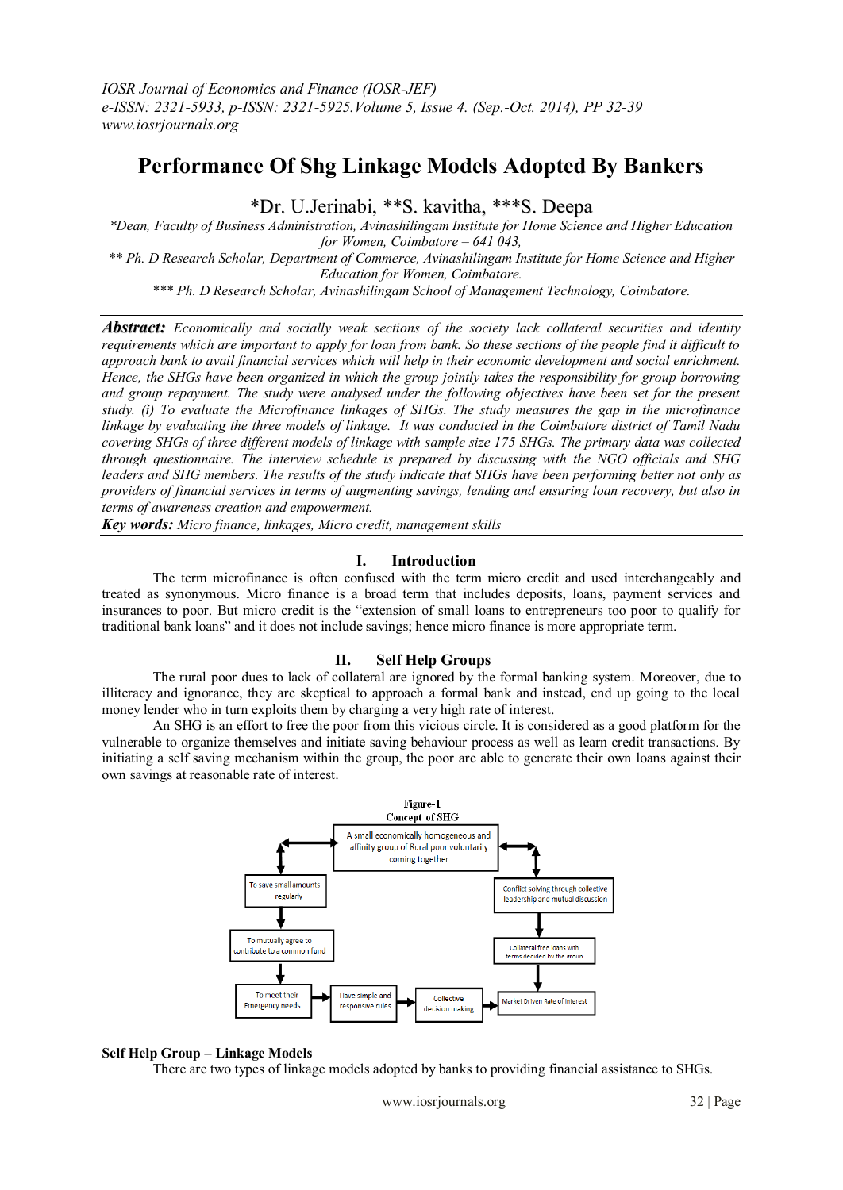# Performance Of Shg Linkage Models Adopted By Bankers

*Dr. U.Jerinabi, **S. kavitha, ***S. Deepa

*Dean, Faculty of Business Administration, Avinashilingam Institute for Home Science and Higher Education for Women, Coimbatore – 641 043,

** Ph. D Research Scholar, Department of Commerce, Avinashilingam Institute for Home Science and Higher Education for Women, Coimbatore.

*** Ph. D Research Scholar, Avinashilingam School of Management Technology, Coimbatore.

***Abstract:*** *Economically and socially weak sections of the society lack collateral securities and identity requirements which are important to apply for loan from bank. So these sections of the people find it difficult to approach bank to avail financial services which will help in their economic development and social enrichment. Hence, the SHGs have been organized in which the group jointly takes the responsibility for group borrowing and group repayment. The study were analysed under the following objectives have been set for the present study. (i) To evaluate the Microfinance linkages of SHGs. The study measures the gap in the microfinance linkage by evaluating the three models of linkage. It was conducted in the Coimbatore district of Tamil Nadu covering SHGs of three different models of linkage with sample size 175 SHGs. The primary data was collected through questionnaire. The interview schedule is prepared by discussing with the NGO officials and SHG leaders and SHG members. The results of the study indicate that SHGs have been performing better not only as providers of financial services in terms of augmenting savings, lending and ensuring loan recovery, but also in terms of awareness creation and empowerment.*

***Key words:*** *Micro finance, linkages, Micro credit, management skills*

## I. Introduction

The term microfinance is often confused with the term micro credit and used interchangeably and treated as synonymous. Micro finance is a broad term that includes deposits, loans, payment services and insurances to poor. But micro credit is the "extension of small loans to entrepreneurs too poor to qualify for traditional bank loans" and it does not include savings; hence micro finance is more appropriate term.

## II. Self Help Groups

The rural poor dues to lack of collateral are ignored by the formal banking system. Moreover, due to illiteracy and ignorance, they are skeptical to approach a formal bank and instead, end up going to the local money lender who in turn exploits them by charging a very high rate of interest.

An SHG is an effort to free the poor from this vicious circle. It is considered as a good platform for the vulnerable to organize themselves and initiate saving behaviour process as well as learn credit transactions. By initiating a self saving mechanism within the group, the poor are able to generate their own loans against their own savings at reasonable rate of interest.

**Figure-1**
**Concept of SHG**

- A small economically homogeneous and affinity group of Rural poor voluntarily coming together
- To save small amounts regularly
- To mutually agree to contribute to a common fund
- To meet their Emergency needs
- Have simple and responsive rules
- Collective decision making
- Conflict solving through collective leadership and mutual discussion
- Collateral free loans with terms decided by the group
- Market Driven Rate of interest

### Self Help Group – Linkage Models

There are two types of linkage models adopted by banks to providing financial assistance to SHGs.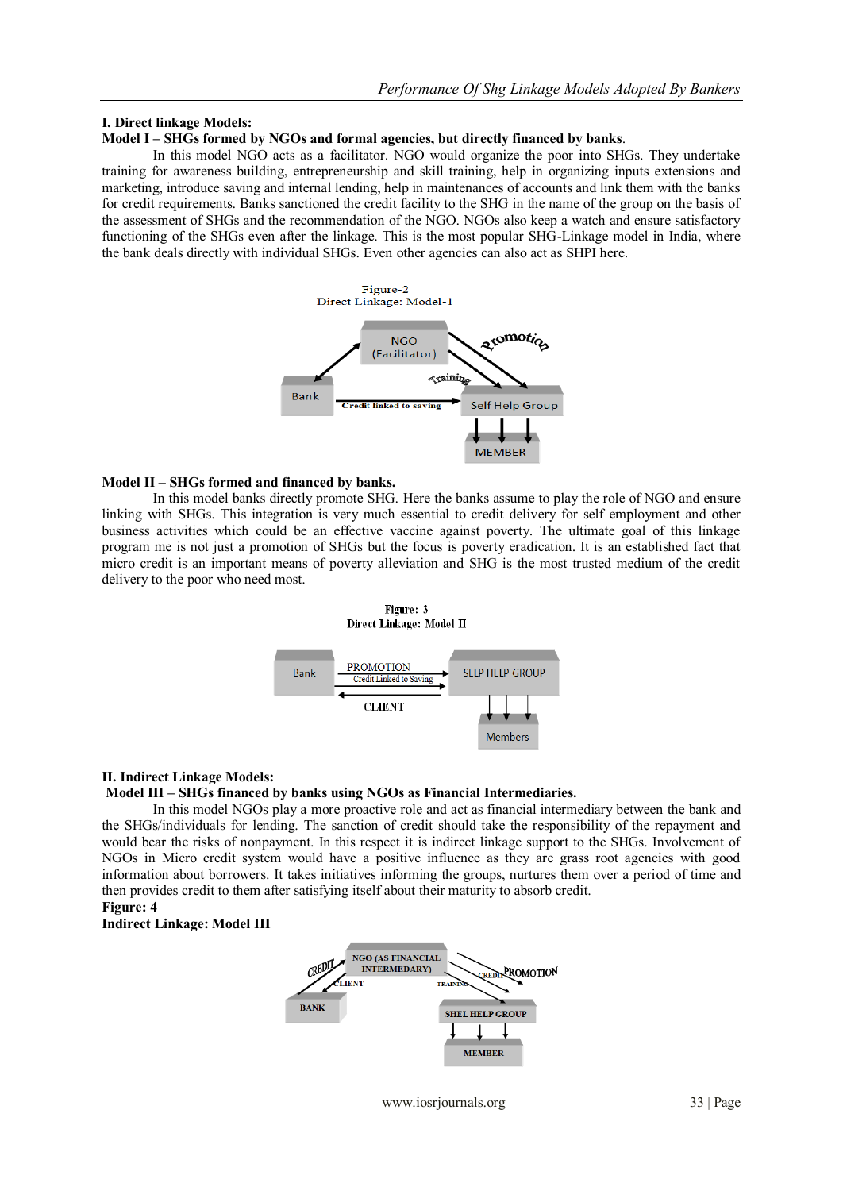### I. Direct linkage Models:

**Model I – SHGs formed by NGOs and formal agencies, but directly financed by banks**.

In this model NGO acts as a facilitator. NGO would organize the poor into SHGs. They undertake training for awareness building, entrepreneurship and skill training, help in organizing inputs extensions and marketing, introduce saving and internal lending, help in maintenances of accounts and link them with the banks for credit requirements. Banks sanctioned the credit facility to the SHG in the name of the group on the basis of the assessment of SHGs and the recommendation of the NGO. NGOs also keep a watch and ensure satisfactory functioning of the SHGs even after the linkage. This is the most popular SHG-Linkage model in India, where the bank deals directly with individual SHGs. Even other agencies can also act as SHPI here.

Figure-2
Direct Linkage: Model-1

**Model II – SHGs formed and financed by banks.**

In this model banks directly promote SHG. Here the banks assume to play the role of NGO and ensure linking with SHGs. This integration is very much essential to credit delivery for self employment and other business activities which could be an effective vaccine against poverty. The ultimate goal of this linkage program me is not just a promotion of SHGs but the focus is poverty eradication. It is an established fact that micro credit is an important means of poverty alleviation and SHG is the most trusted medium of the credit delivery to the poor who need most.

Figure: 3
Direct Linkage: Model II

### II. Indirect Linkage Models:

**Model III – SHGs financed by banks using NGOs as Financial Intermediaries.**

In this model NGOs play a more proactive role and act as financial intermediary between the bank and the SHGs/individuals for lending. The sanction of credit should take the responsibility of the repayment and would bear the risks of nonpayment. In this respect it is indirect linkage support to the SHGs. Involvement of NGOs in Micro credit system would have a positive influence as they are grass root agencies with good information about borrowers. It takes initiatives informing the groups, nurtures them over a period of time and then provides credit to them after satisfying itself about their maturity to absorb credit.

**Figure: 4**
**Indirect Linkage: Model III**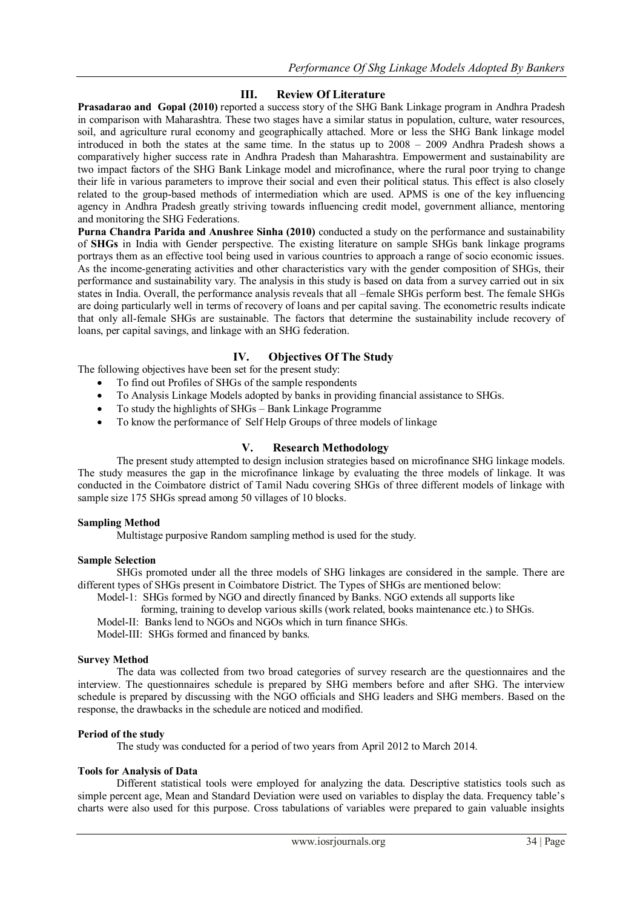## III. Review Of Literature

**Prasadarao and Gopal (2010)** reported a success story of the SHG Bank Linkage program in Andhra Pradesh in comparison with Maharashtra. These two stages have a similar status in population, culture, water resources, soil, and agriculture rural economy and geographically attached. More or less the SHG Bank linkage model introduced in both the states at the same time. In the status up to 2008 – 2009 Andhra Pradesh shows a comparatively higher success rate in Andhra Pradesh than Maharashtra. Empowerment and sustainability are two impact factors of the SHG Bank Linkage model and microfinance, where the rural poor trying to change their life in various parameters to improve their social and even their political status. This effect is also closely related to the group-based methods of intermediation which are used. APMS is one of the key influencing agency in Andhra Pradesh greatly striving towards influencing credit model, government alliance, mentoring and monitoring the SHG Federations.

**Purna Chandra Parida and Anushree Sinha (2010)** conducted a study on the performance and sustainability of **SHGs** in India with Gender perspective. The existing literature on sample SHGs bank linkage programs portrays them as an effective tool being used in various countries to approach a range of socio economic issues. As the income-generating activities and other characteristics vary with the gender composition of SHGs, their performance and sustainability vary. The analysis in this study is based on data from a survey carried out in six states in India. Overall, the performance analysis reveals that all –female SHGs perform best. The female SHGs are doing particularly well in terms of recovery of loans and per capital saving. The econometric results indicate that only all-female SHGs are sustainable. The factors that determine the sustainability include recovery of loans, per capital savings, and linkage with an SHG federation.

## IV. Objectives Of The Study

The following objectives have been set for the present study:

- To find out Profiles of SHGs of the sample respondents
- To Analysis Linkage Models adopted by banks in providing financial assistance to SHGs.
- To study the highlights of SHGs – Bank Linkage Programme
- To know the performance of Self Help Groups of three models of linkage

## V. Research Methodology

The present study attempted to design inclusion strategies based on microfinance SHG linkage models. The study measures the gap in the microfinance linkage by evaluating the three models of linkage. It was conducted in the Coimbatore district of Tamil Nadu covering SHGs of three different models of linkage with sample size 175 SHGs spread among 50 villages of 10 blocks.

**Sampling Method**

Multistage purposive Random sampling method is used for the study.

**Sample Selection**

SHGs promoted under all the three models of SHG linkages are considered in the sample. There are different types of SHGs present in Coimbatore District. The Types of SHGs are mentioned below:

Model-1: SHGs formed by NGO and directly financed by Banks. NGO extends all supports like forming, training to develop various skills (work related, books maintenance etc.) to SHGs.

Model-II: Banks lend to NGOs and NGOs which in turn finance SHGs.

Model-III: SHGs formed and financed by banks.

**Survey Method**

The data was collected from two broad categories of survey research are the questionnaires and the interview. The questionnaires schedule is prepared by SHG members before and after SHG. The interview schedule is prepared by discussing with the NGO officials and SHG leaders and SHG members. Based on the response, the drawbacks in the schedule are noticed and modified.

**Period of the study**

The study was conducted for a period of two years from April 2012 to March 2014.

**Tools for Analysis of Data**

Different statistical tools were employed for analyzing the data. Descriptive statistics tools such as simple percent age, Mean and Standard Deviation were used on variables to display the data. Frequency table's charts were also used for this purpose. Cross tabulations of variables were prepared to gain valuable insights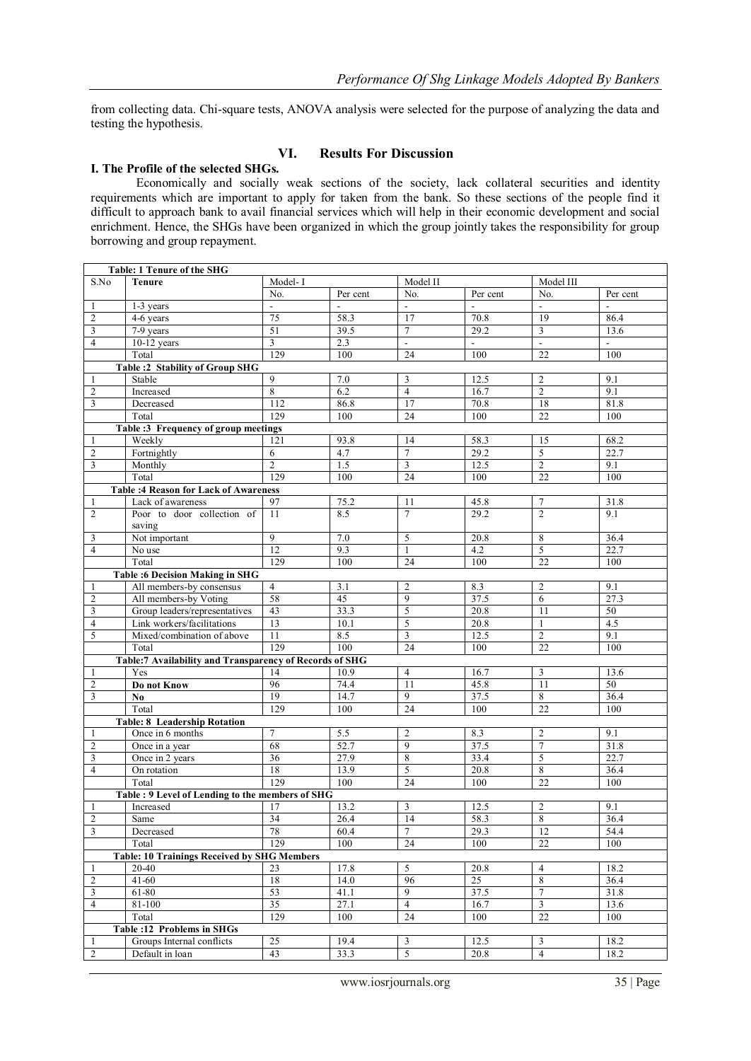from collecting data. Chi-square tests, ANOVA analysis were selected for the purpose of analyzing the data and testing the hypothesis.

## VI. Results For Discussion

### I. The Profile of the selected SHGs.

Economically and socially weak sections of the society, lack collateral securities and identity requirements which are important to apply for taken from the bank. So these sections of the people find it difficult to approach bank to avail financial services which will help in their economic development and social enrichment. Hence, the SHGs have been organized in which the group jointly takes the responsibility for group borrowing and group repayment.

| **Table: 1 Tenure of the SHG** | | | | | | | |
|---|---|---|---|---|---|---|---|
| **S.No** | **Tenure** | Model- I | | Model II | | Model III | |
| | | No. | Per cent | No. | Per cent | No. | Per cent |
| 1 | 1-3 years | - | - | - | - | - | - |
| 2 | 4-6 years | 75 | 58.3 | 17 | 70.8 | 19 | 86.4 |
| 3 | 7-9 years | 51 | 39.5 | 7 | 29.2 | 3 | 13.6 |
| 4 | 10-12 years | 3 | 2.3 | - | - | - | - |
| | Total | 129 | 100 | 24 | 100 | 22 | 100 |
| | **Table :2 Stability of Group SHG** | | | | | | |
| 1 | Stable | 9 | 7.0 | 3 | 12.5 | 2 | 9.1 |
| 2 | Increased | 8 | 6.2 | 4 | 16.7 | 2 | 9.1 |
| 3 | Decreased | 112 | 86.8 | 17 | 70.8 | 18 | 81.8 |
| | Total | 129 | 100 | 24 | 100 | 22 | 100 |
| | **Table :3 Frequency of group meetings** | | | | | | |
| 1 | Weekly | 121 | 93.8 | 14 | 58.3 | 15 | 68.2 |
| 2 | Fortnightly | 6 | 4.7 | 7 | 29.2 | 5 | 22.7 |
| 3 | Monthly | 2 | 1.5 | 3 | 12.5 | 2 | 9.1 |
| | Total | 129 | 100 | 24 | 100 | 22 | 100 |
| | **Table :4 Reason for Lack of Awareness** | | | | | | |
| 1 | Lack of awareness | 97 | 75.2 | 11 | 45.8 | 7 | 31.8 |
| 2 | Poor to door collection of saving | 11 | 8.5 | 7 | 29.2 | 2 | 9.1 |
| 3 | Not important | 9 | 7.0 | 5 | 20.8 | 8 | 36.4 |
| 4 | No use | 12 | 9.3 | 1 | 4.2 | 5 | 22.7 |
| | Total | 129 | 100 | 24 | 100 | 22 | 100 |
| | **Table :6 Decision Making in SHG** | | | | | | |
| 1 | All members-by consensus | 4 | 3.1 | 2 | 8.3 | 2 | 9.1 |
| 2 | All members-by Voting | 58 | 45 | 9 | 37.5 | 6 | 27.3 |
| 3 | Group leaders/representatives | 43 | 33.3 | 5 | 20.8 | 11 | 50 |
| 4 | Link workers/facilitations | 13 | 10.1 | 5 | 20.8 | 1 | 4.5 |
| 5 | Mixed/combination of above | 11 | 8.5 | 3 | 12.5 | 2 | 9.1 |
| | Total | 129 | 100 | 24 | 100 | 22 | 100 |
| | **Table:7 Availability and Transparency of Records of SHG** | | | | | | |
| 1 | Yes | 14 | 10.9 | 4 | 16.7 | 3 | 13.6 |
| 2 | **Do not Know** | 96 | 74.4 | 11 | 45.8 | 11 | 50 |
| 3 | **No** | 19 | 14.7 | 9 | 37.5 | 8 | 36.4 |
| | Total | 129 | 100 | 24 | 100 | 22 | 100 |
| | **Table: 8 Leadership Rotation** | | | | | | |
| 1 | Once in 6 months | 7 | 5.5 | 2 | 8.3 | 2 | 9.1 |
| 2 | Once in a year | 68 | 52.7 | 9 | 37.5 | 7 | 31.8 |
| 3 | Once in 2 years | 36 | 27.9 | 8 | 33.4 | 5 | 22.7 |
| 4 | On rotation | 18 | 13.9 | 5 | 20.8 | 8 | 36.4 |
| | Total | 129 | 100 | 24 | 100 | 22 | 100 |
| | **Table : 9 Level of Lending to the members of SHG** | | | | | | |
| 1 | Increased | 17 | 13.2 | 3 | 12.5 | 2 | 9.1 |
| 2 | Same | 34 | 26.4 | 14 | 58.3 | 8 | 36.4 |
| 3 | Decreased | 78 | 60.4 | 7 | 29.3 | 12 | 54.4 |
| | Total | 129 | 100 | 24 | 100 | 22 | 100 |
| | **Table: 10 Trainings Received by SHG Members** | | | | | | |
| 1 | 20-40 | 23 | 17.8 | 5 | 20.8 | 4 | 18.2 |
| 2 | 41-60 | 18 | 14.0 | 96 | 25 | 8 | 36.4 |
| 3 | 61-80 | 53 | 41.1 | 9 | 37.5 | 7 | 31.8 |
| 4 | 81-100 | 35 | 27.1 | 4 | 16.7 | 3 | 13.6 |
| | Total | 129 | 100 | 24 | 100 | 22 | 100 |
| | **Table :12 Problems in SHGs** | | | | | | |
| 1 | Groups Internal conflicts | 25 | 19.4 | 3 | 12.5 | 3 | 18.2 |
| 2 | Default in loan | 43 | 33.3 | 5 | 20.8 | 4 | 18.2 |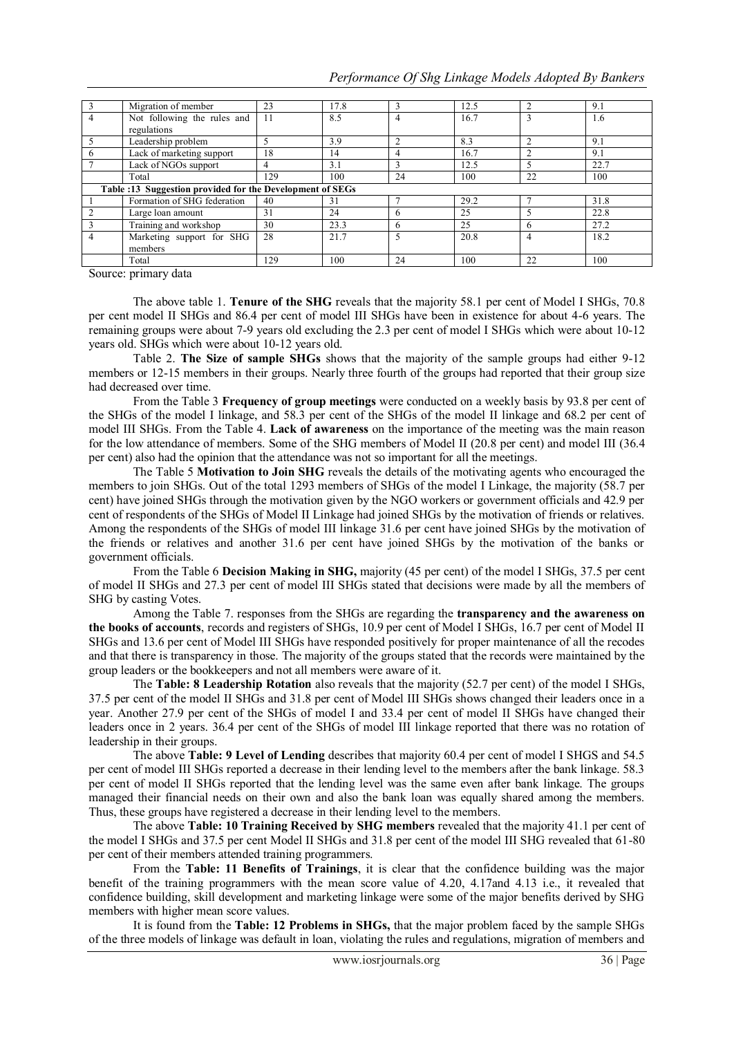| 3 | Migration of member | 23 | 17.8 | 3 | 12.5 | 2 | 9.1 |
|---|---|---|---|---|---|---|---|
| 4 | Not following the rules and regulations | 11 | 8.5 | 4 | 16.7 | 3 | 1.6 |
| 5 | Leadership problem | 5 | 3.9 | 2 | 8.3 | 2 | 9.1 |
| 6 | Lack of marketing support | 18 | 14 | 4 | 16.7 | 2 | 9.1 |
| 7 | Lack of NGOs support | 4 | 3.1 | 3 | 12.5 | 5 | 22.7 |
| | Total | 129 | 100 | 24 | 100 | 22 | 100 |
| **Table :13 Suggestion provided for the Development of SEGs** | | | | | | | |
| 1 | Formation of SHG federation | 40 | 31 | 7 | 29.2 | 7 | 31.8 |
| 2 | Large loan amount | 31 | 24 | 6 | 25 | 5 | 22.8 |
| 3 | Training and workshop | 30 | 23.3 | 6 | 25 | 6 | 27.2 |
| 4 | Marketing support for SHG members | 28 | 21.7 | 5 | 20.8 | 4 | 18.2 |
| | Total | 129 | 100 | 24 | 100 | 22 | 100 |

Source: primary data

The above table 1. **Tenure of the SHG** reveals that the majority 58.1 per cent of Model I SHGs, 70.8 per cent model II SHGs and 86.4 per cent of model III SHGs have been in existence for about 4-6 years. The remaining groups were about 7-9 years old excluding the 2.3 per cent of model I SHGs which were about 10-12 years old. SHGs which were about 10-12 years old.

Table 2. **The Size of sample SHGs** shows that the majority of the sample groups had either 9-12 members or 12-15 members in their groups. Nearly three fourth of the groups had reported that their group size had decreased over time.

From the Table 3 **Frequency of group meetings** were conducted on a weekly basis by 93.8 per cent of the SHGs of the model I linkage, and 58.3 per cent of the SHGs of the model II linkage and 68.2 per cent of model III SHGs. From the Table 4. **Lack of awareness** on the importance of the meeting was the main reason for the low attendance of members. Some of the SHG members of Model II (20.8 per cent) and model III (36.4 per cent) also had the opinion that the attendance was not so important for all the meetings.

The Table 5 **Motivation to Join SHG** reveals the details of the motivating agents who encouraged the members to join SHGs. Out of the total 1293 members of SHGs of the model I Linkage, the majority (58.7 per cent) have joined SHGs through the motivation given by the NGO workers or government officials and 42.9 per cent of respondents of the SHGs of Model II Linkage had joined SHGs by the motivation of friends or relatives. Among the respondents of the SHGs of model III linkage 31.6 per cent have joined SHGs by the motivation of the friends or relatives and another 31.6 per cent have joined SHGs by the motivation of the banks or government officials.

From the Table 6 **Decision Making in SHG,** majority (45 per cent) of the model I SHGs, 37.5 per cent of model II SHGs and 27.3 per cent of model III SHGs stated that decisions were made by all the members of SHG by casting Votes.

Among the Table 7. responses from the SHGs are regarding the **transparency and the awareness on the books of accounts**, records and registers of SHGs, 10.9 per cent of Model I SHGs, 16.7 per cent of Model II SHGs and 13.6 per cent of Model III SHGs have responded positively for proper maintenance of all the recodes and that there is transparency in those. The majority of the groups stated that the records were maintained by the group leaders or the bookkeepers and not all members were aware of it.

The **Table: 8 Leadership Rotation** also reveals that the majority (52.7 per cent) of the model I SHGs, 37.5 per cent of the model II SHGs and 31.8 per cent of Model III SHGs shows changed their leaders once in a year. Another 27.9 per cent of the SHGs of model I and 33.4 per cent of model II SHGs have changed their leaders once in 2 years. 36.4 per cent of the SHGs of model III linkage reported that there was no rotation of leadership in their groups.

The above **Table: 9 Level of Lending** describes that majority 60.4 per cent of model I SHGS and 54.5 per cent of model III SHGs reported a decrease in their lending level to the members after the bank linkage. 58.3 per cent of model II SHGs reported that the lending level was the same even after bank linkage. The groups managed their financial needs on their own and also the bank loan was equally shared among the members. Thus, these groups have registered a decrease in their lending level to the members.

The above **Table: 10 Training Received by SHG members** revealed that the majority 41.1 per cent of the model I SHGs and 37.5 per cent Model II SHGs and 31.8 per cent of the model III SHG revealed that 61-80 per cent of their members attended training programmers.

From the **Table: 11 Benefits of Trainings**, it is clear that the confidence building was the major benefit of the training programmers with the mean score value of 4.20, 4.17and 4.13 i.e., it revealed that confidence building, skill development and marketing linkage were some of the major benefits derived by SHG members with higher mean score values.

It is found from the **Table: 12 Problems in SHGs,** that the major problem faced by the sample SHGs of the three models of linkage was default in loan, violating the rules and regulations, migration of members and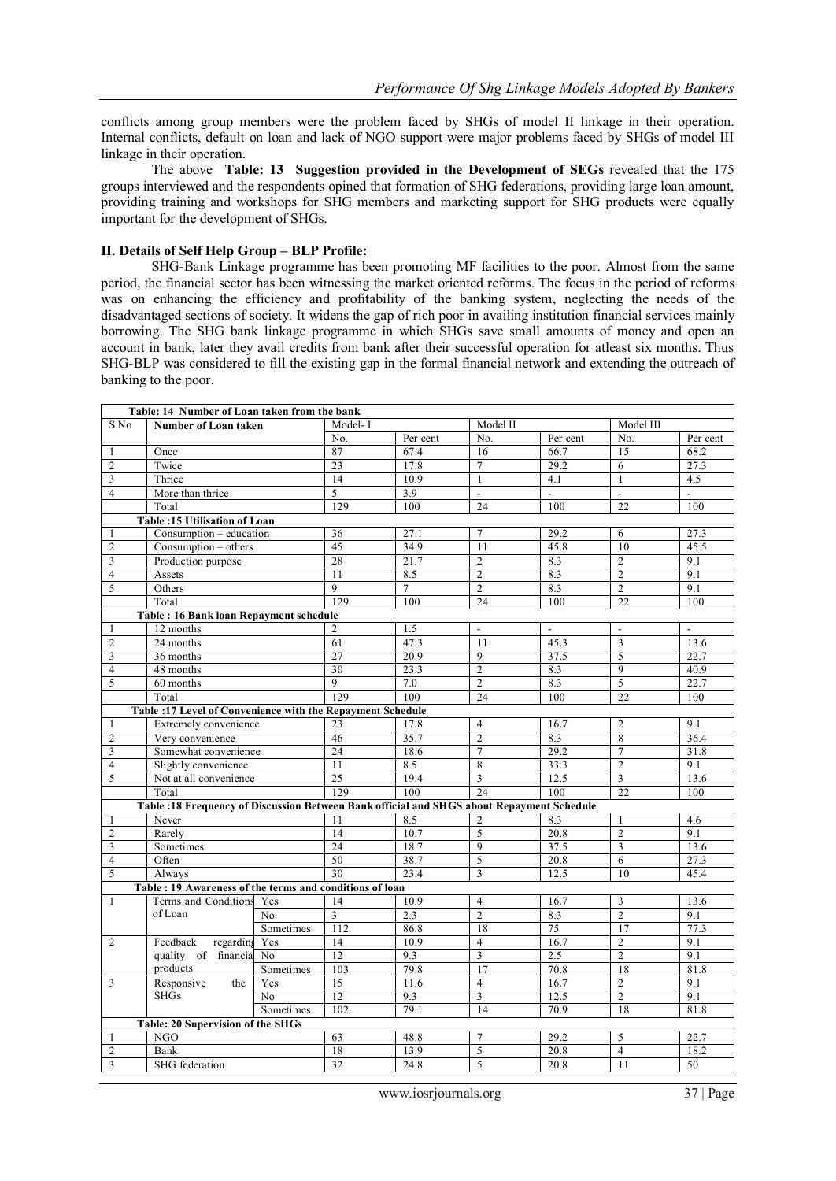conflicts among group members were the problem faced by SHGs of model II linkage in their operation. Internal conflicts, default on loan and lack of NGO support were major problems faced by SHGs of model III linkage in their operation.

The above **Table: 13 Suggestion provided in the Development of SEGs** revealed that the 175 groups interviewed and the respondents opined that formation of SHG federations, providing large loan amount, providing training and workshops for SHG members and marketing support for SHG products were equally important for the development of SHGs.

### II. Details of Self Help Group – BLP Profile:

SHG-Bank Linkage programme has been promoting MF facilities to the poor. Almost from the same period, the financial sector has been witnessing the market oriented reforms. The focus in the period of reforms was on enhancing the efficiency and profitability of the banking system, neglecting the needs of the disadvantaged sections of society. It widens the gap of rich poor in availing institution financial services mainly borrowing. The SHG bank linkage programme in which SHGs save small amounts of money and open an account in bank, later they avail credits from bank after their successful operation for atleast six months. Thus SHG-BLP was considered to fill the existing gap in the formal financial network and extending the outreach of banking to the poor.

| S.No | Number of Loan taken | | Model- I | | Model II | | Model III | |
|---|---|---|---|---|---|---|---|---|
| | | | No. | Per cent | No. | Per cent | No. | Per cent |
| **Table: 14 Number of Loan taken from the bank** | | | | | | | | |
| 1 | Once | | 87 | 67.4 | 16 | 66.7 | 15 | 68.2 |
| 2 | Twice | | 23 | 17.8 | 7 | 29.2 | 6 | 27.3 |
| 3 | Thrice | | 14 | 10.9 | 1 | 4.1 | 1 | 4.5 |
| 4 | More than thrice | | 5 | 3.9 | - | - | - | - |
| | Total | | 129 | 100 | 24 | 100 | 22 | 100 |
| **Table :15 Utilisation of Loan** | | | | | | | | |
| 1 | Consumption – education | | 36 | 27.1 | 7 | 29.2 | 6 | 27.3 |
| 2 | Consumption – others | | 45 | 34.9 | 11 | 45.8 | 10 | 45.5 |
| 3 | Production purpose | | 28 | 21.7 | 2 | 8.3 | 2 | 9.1 |
| 4 | Assets | | 11 | 8.5 | 2 | 8.3 | 2 | 9.1 |
| 5 | Others | | 9 | 7 | 2 | 8.3 | 2 | 9.1 |
| | Total | | 129 | 100 | 24 | 100 | 22 | 100 |
| **Table : 16 Bank loan Repayment schedule** | | | | | | | | |
| 1 | 12 months | | 2 | 1.5 | - | - | - | - |
| 2 | 24 months | | 61 | 47.3 | 11 | 45.3 | 3 | 13.6 |
| 3 | 36 months | | 27 | 20.9 | 9 | 37.5 | 5 | 22.7 |
| 4 | 48 months | | 30 | 23.3 | 2 | 8.3 | 9 | 40.9 |
| 5 | 60 months | | 9 | 7.0 | 2 | 8.3 | 5 | 22.7 |
| | Total | | 129 | 100 | 24 | 100 | 22 | 100 |
| **Table :17 Level of Convenience with the Repayment Schedule** | | | | | | | | |
| 1 | Extremely convenience | | 23 | 17.8 | 4 | 16.7 | 2 | 9.1 |
| 2 | Very convenience | | 46 | 35.7 | 2 | 8.3 | 8 | 36.4 |
| 3 | Somewhat convenience | | 24 | 18.6 | 7 | 29.2 | 7 | 31.8 |
| 4 | Slightly convenience | | 11 | 8.5 | 8 | 33.3 | 2 | 9.1 |
| 5 | Not at all convenience | | 25 | 19.4 | 3 | 12.5 | 3 | 13.6 |
| | Total | | 129 | 100 | 24 | 100 | 22 | 100 |
| **Table :18 Frequency of Discussion Between Bank official and SHGS about Repayment Schedule** | | | | | | | | |
| 1 | Never | | 11 | 8.5 | 2 | 8.3 | 1 | 4.6 |
| 2 | Rarely | | 14 | 10.7 | 5 | 20.8 | 2 | 9.1 |
| 3 | Sometimes | | 24 | 18.7 | 9 | 37.5 | 3 | 13.6 |
| 4 | Often | | 50 | 38.7 | 5 | 20.8 | 6 | 27.3 |
| 5 | Always | | 30 | 23.4 | 3 | 12.5 | 10 | 45.4 |
| **Table : 19 Awareness of the terms and conditions of loan** | | | | | | | | |
| 1 | Terms and Conditions of Loan | Yes | 14 | 10.9 | 4 | 16.7 | 3 | 13.6 |
| | | No | 3 | 2.3 | 2 | 8.3 | 2 | 9.1 |
| | | Sometimes | 112 | 86.8 | 18 | 75 | 17 | 77.3 |
| 2 | Feedback regarding quality of financial products | Yes | 14 | 10.9 | 4 | 16.7 | 2 | 9.1 |
| | | No | 12 | 9.3 | 3 | 2.5 | 2 | 9.1 |
| | | Sometimes | 103 | 79.8 | 17 | 70.8 | 18 | 81.8 |
| 3 | Responsive the SHGs | Yes | 15 | 11.6 | 4 | 16.7 | 2 | 9.1 |
| | | No | 12 | 9.3 | 3 | 12.5 | 2 | 9.1 |
| | | Sometimes | 102 | 79.1 | 14 | 70.9 | 18 | 81.8 |
| **Table: 20 Supervision of the SHGs** | | | | | | | | |
| 1 | NGO | | 63 | 48.8 | 7 | 29.2 | 5 | 22.7 |
| 2 | Bank | | 18 | 13.9 | 5 | 20.8 | 4 | 18.2 |
| 3 | SHG federation | | 32 | 24.8 | 5 | 20.8 | 11 | 50 |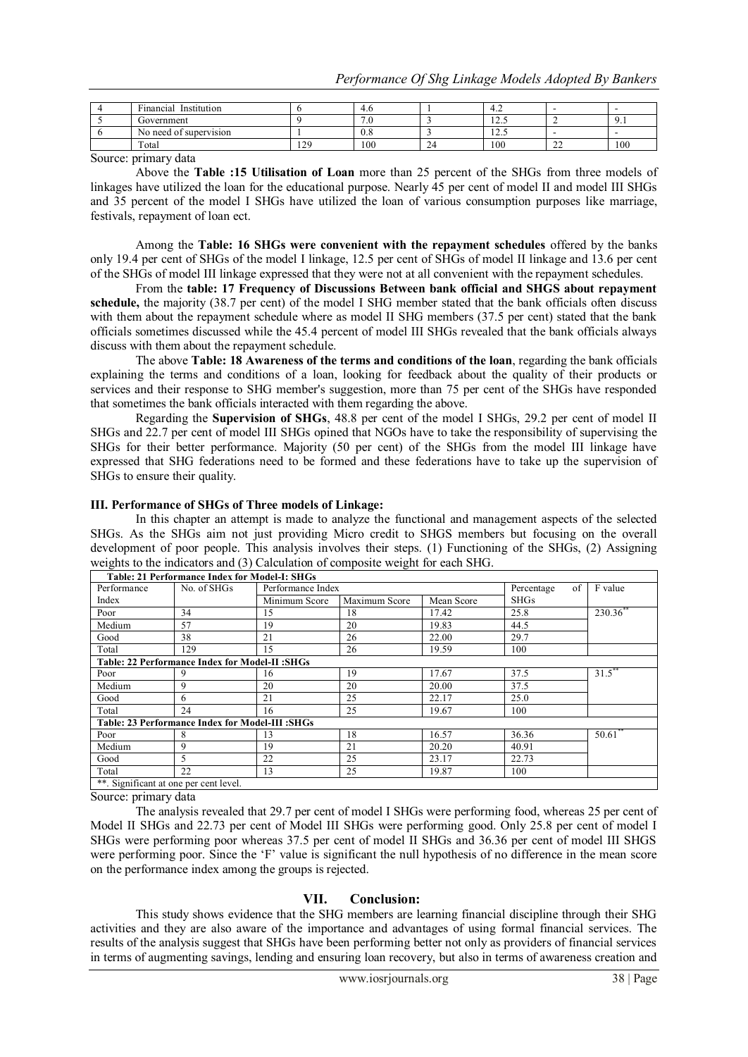| 4 | Financial Institution | 6 | 4.6 | 1 | 4.2 | - | - |
|---|---|---|---|---|---|---|---|
| 5 | Government | 9 | 7.0 | 3 | 12.5 | 2 | 9.1 |
| 6 | No need of supervision | 1 | 0.8 | 3 | 12.5 | - | - |
| | Total | 129 | 100 | 24 | 100 | 22 | 100 |

Source: primary data

Above the **Table :15 Utilisation of Loan** more than 25 percent of the SHGs from three models of linkages have utilized the loan for the educational purpose. Nearly 45 per cent of model II and model III SHGs and 35 percent of the model I SHGs have utilized the loan of various consumption purposes like marriage, festivals, repayment of loan ect.

Among the **Table: 16 SHGs were convenient with the repayment schedules** offered by the banks only 19.4 per cent of SHGs of the model I linkage, 12.5 per cent of SHGs of model II linkage and 13.6 per cent of the SHGs of model III linkage expressed that they were not at all convenient with the repayment schedules.

From the **table: 17 Frequency of Discussions Between bank official and SHGS about repayment schedule,** the majority (38.7 per cent) of the model I SHG member stated that the bank officials often discuss with them about the repayment schedule where as model II SHG members (37.5 per cent) stated that the bank officials sometimes discussed while the 45.4 percent of model III SHGs revealed that the bank officials always discuss with them about the repayment schedule.

The above **Table: 18 Awareness of the terms and conditions of the loan**, regarding the bank officials explaining the terms and conditions of a loan, looking for feedback about the quality of their products or services and their response to SHG member's suggestion, more than 75 per cent of the SHGs have responded that sometimes the bank officials interacted with them regarding the above.

Regarding the **Supervision of SHGs**, 48.8 per cent of the model I SHGs, 29.2 per cent of model II SHGs and 22.7 per cent of model III SHGs opined that NGOs have to take the responsibility of supervising the SHGs for their better performance. Majority (50 per cent) of the SHGs from the model III linkage have expressed that SHG federations need to be formed and these federations have to take up the supervision of SHGs to ensure their quality.

### III. Performance of SHGs of Three models of Linkage:

In this chapter an attempt is made to analyze the functional and management aspects of the selected SHGs. As the SHGs aim not just providing Micro credit to SHGS members but focusing on the overall development of poor people. This analysis involves their steps. (1) Functioning of the SHGs, (2) Assigning weights to the indicators and (3) Calculation of composite weight for each SHG.

| **Table: 21 Performance Index for Model-I: SHGs** | | | | | | |
|---|---|---|---|---|---|---|
| Performance Index | No. of SHGs | Performance Index | | | Percentage of SHGs | F value |
| | | Minimum Score | Maximum Score | Mean Score | | |
| Poor | 34 | 15 | 18 | 17.42 | 25.8 | 230.36** |
| Medium | 57 | 19 | 20 | 19.83 | 44.5 | |
| Good | 38 | 21 | 26 | 22.00 | 29.7 | |
| Total | 129 | 15 | 26 | 19.59 | 100 | |
| **Table: 22 Performance Index for Model-II :SHGs** | | | | | | |
| Poor | 9 | 16 | 19 | 17.67 | 37.5 | 31.5** |
| Medium | 9 | 20 | 20 | 20.00 | 37.5 | |
| Good | 6 | 21 | 25 | 22.17 | 25.0 | |
| Total | 24 | 16 | 25 | 19.67 | 100 | |
| **Table: 23 Performance Index for Model-III :SHGs** | | | | | | |
| Poor | 8 | 13 | 18 | 16.57 | 36.36 | 50.61** |
| Medium | 9 | 19 | 21 | 20.20 | 40.91 | |
| Good | 5 | 22 | 25 | 23.17 | 22.73 | |
| Total | 22 | 13 | 25 | 19.87 | 100 | |
| **. Significant at one per cent level. | | | | | | |

Source: primary data

The analysis revealed that 29.7 per cent of model I SHGs were performing food, whereas 25 per cent of Model II SHGs and 22.73 per cent of Model III SHGs were performing good. Only 25.8 per cent of model I SHGs were performing poor whereas 37.5 per cent of model II SHGs and 36.36 per cent of model III SHGS were performing poor. Since the 'F' value is significant the null hypothesis of no difference in the mean score on the performance index among the groups is rejected.

## VII. Conclusion:

This study shows evidence that the SHG members are learning financial discipline through their SHG activities and they are also aware of the importance and advantages of using formal financial services. The results of the analysis suggest that SHGs have been performing better not only as providers of financial services in terms of augmenting savings, lending and ensuring loan recovery, but also in terms of awareness creation and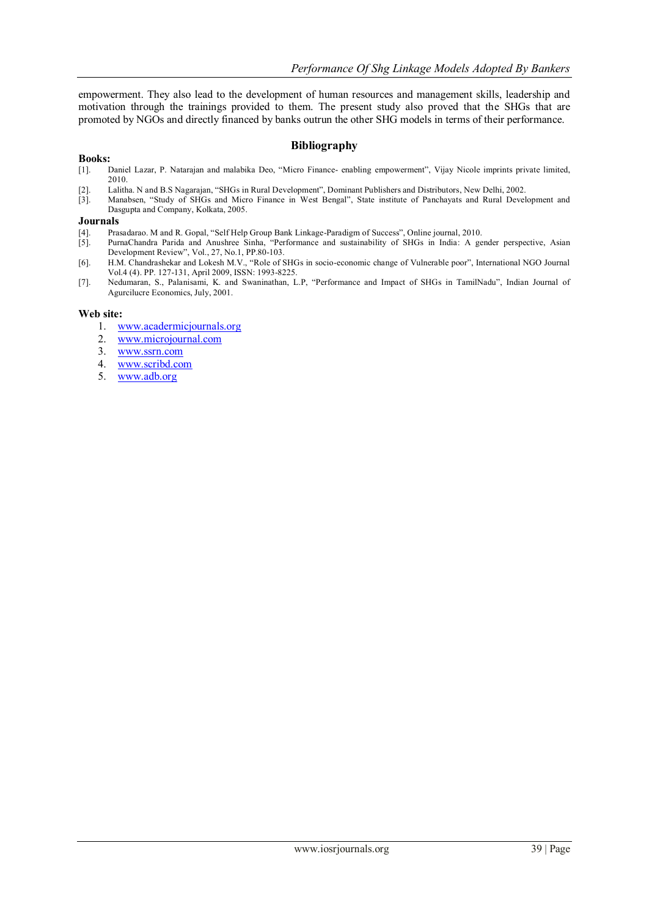empowerment. They also lead to the development of human resources and management skills, leadership and motivation through the trainings provided to them. The present study also proved that the SHGs that are promoted by NGOs and directly financed by banks outrun the other SHG models in terms of their performance.

## Bibliography

**Books:**

[1]. Daniel Lazar, P. Natarajan and malabika Deo, "Micro Finance- enabling empowerment", Vijay Nicole imprints private limited, 2010.

[2]. Lalitha. N and B.S Nagarajan, "SHGs in Rural Development", Dominant Publishers and Distributors, New Delhi, 2002.

[3]. Manabsen, "Study of SHGs and Micro Finance in West Bengal", State institute of Panchayats and Rural Development and Dasgupta and Company, Kolkata, 2005.

**Journals**

[4]. Prasadarao. M and R. Gopal, "Self Help Group Bank Linkage-Paradigm of Success", Online journal, 2010.

[5]. PurnaChandra Parida and Anushree Sinha, "Performance and sustainability of SHGs in India: A gender perspective, Asian Development Review", Vol., 27, No.1, PP.80-103.

[6]. H.M. Chandrashekar and Lokesh M.V., "Role of SHGs in socio-economic change of Vulnerable poor", International NGO Journal Vol.4 (4). PP. 127-131, April 2009, ISSN: 1993-8225.

[7]. Nedumaran, S., Palanisami, K. and Swaninathan, L.P, "Performance and Impact of SHGs in TamilNadu", Indian Journal of Agurcilucre Economics, July, 2001.

**Web site:**

1. www.acadermicjournals.org
2. www.microjournal.com
3. www.ssrn.com
4. www.scribd.com
5. www.adb.org